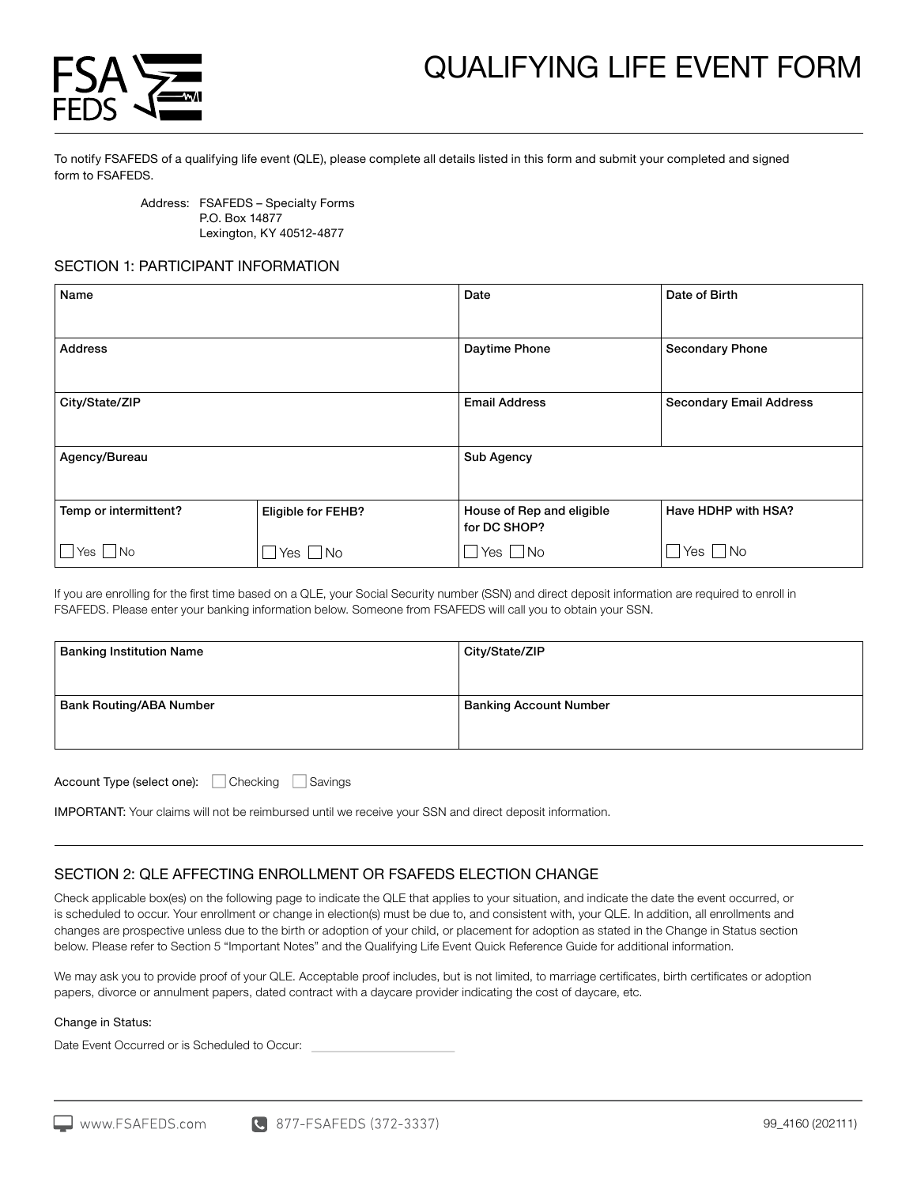# QUALIFYING LIFE EVENT FORM

To notify FSAFEDS of a qualifying life event (QLE), please complete all details listed in this form and submit your completed and signed form to FSAFEDS.

Address: FSAFEDS – Specialty Forms
P.O. Box 14877
Lexington, KY 40512-4877

## SECTION 1: PARTICIPANT INFORMATION

| Name | | Date | Date of Birth |
|---|---|---|---|
| Address | | Daytime Phone | Secondary Phone |
| City/State/ZIP | | Email Address | Secondary Email Address |
| Agency/Bureau | | Sub Agency | |
| Temp or intermittent? ☐ Yes ☐ No | Eligible for FEHB? ☐ Yes ☐ No | House of Rep and eligible for DC SHOP? ☐ Yes ☐ No | Have HDHP with HSA? ☐ Yes ☐ No |

If you are enrolling for the first time based on a QLE, your Social Security number (SSN) and direct deposit information are required to enroll in FSAFEDS. Please enter your banking information below. Someone from FSAFEDS will call you to obtain your SSN.

| Banking Institution Name | City/State/ZIP |
|---|---|
| Bank Routing/ABA Number | Banking Account Number |

Account Type (select one): ☐ Checking ☐ Savings

IMPORTANT: Your claims will not be reimbursed until we receive your SSN and direct deposit information.

## SECTION 2: QLE AFFECTING ENROLLMENT OR FSAFEDS ELECTION CHANGE

Check applicable box(es) on the following page to indicate the QLE that applies to your situation, and indicate the date the event occurred, or is scheduled to occur. Your enrollment or change in election(s) must be due to, and consistent with, your QLE. In addition, all enrollments and changes are prospective unless due to the birth or adoption of your child, or placement for adoption as stated in the Change in Status section below. Please refer to Section 5 "Important Notes" and the Qualifying Life Event Quick Reference Guide for additional information.

We may ask you to provide proof of your QLE. Acceptable proof includes, but is not limited to, marriage certificates, birth certificates or adoption papers, divorce or annulment papers, dated contract with a daycare provider indicating the cost of daycare, etc.

Change in Status:

Date Event Occurred or is Scheduled to Occur: ____________________

www.FSAFEDS.com | 877-FSAFEDS (372-3337) | 99_4160 (202111)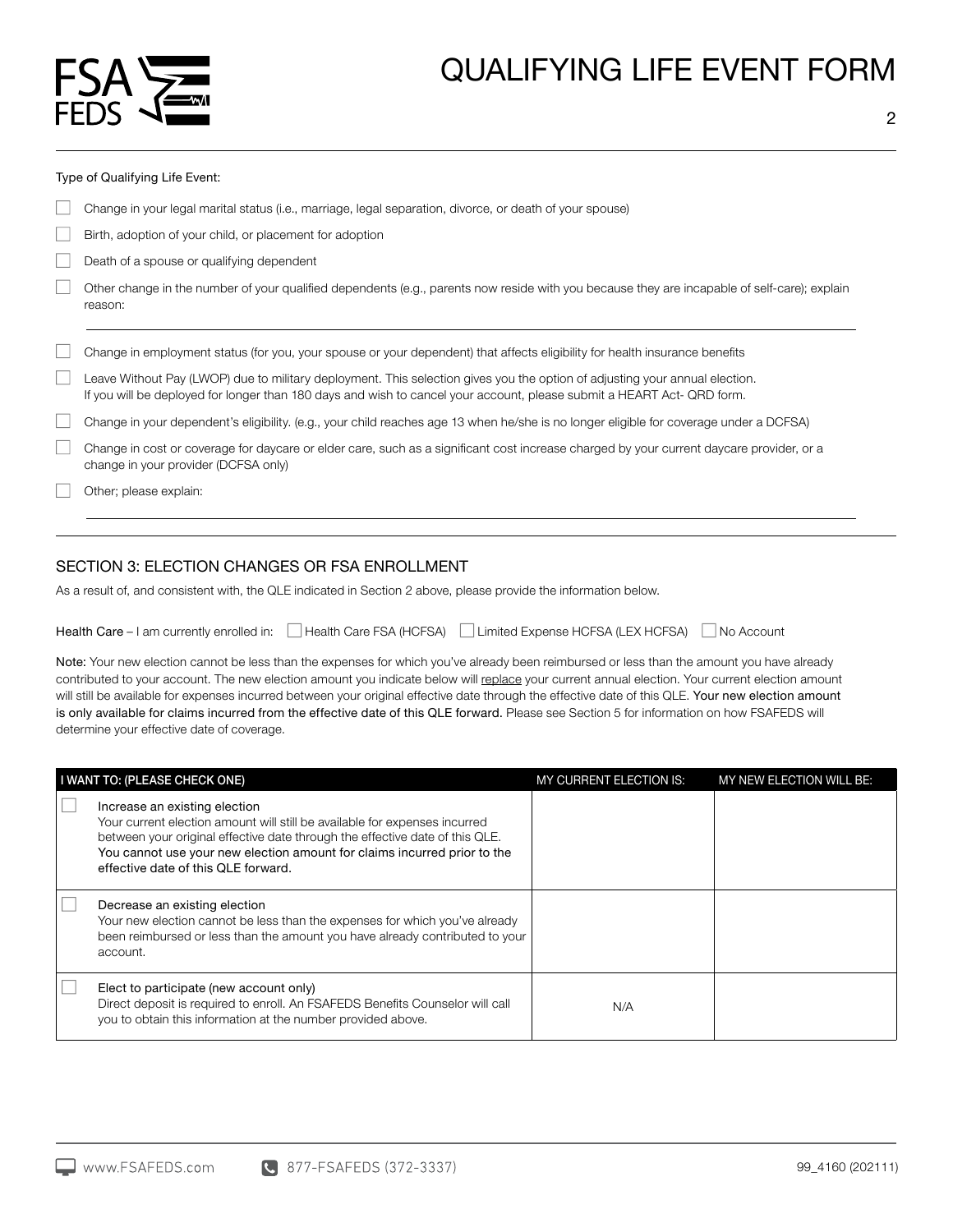Type of Qualifying Life Event:

- ☐ Change in your legal marital status (i.e., marriage, legal separation, divorce, or death of your spouse)
- ☐ Birth, adoption of your child, or placement for adoption
- ☐ Death of a spouse or qualifying dependent
- ☐ Other change in the number of your qualified dependents (e.g., parents now reside with you because they are incapable of self-care); explain reason: \_\_\_\_\_\_\_\_\_\_\_\_\_\_\_\_\_\_\_\_
- ☐ Change in employment status (for you, your spouse or your dependent) that affects eligibility for health insurance benefits
- ☐ Leave Without Pay (LWOP) due to military deployment. This selection gives you the option of adjusting your annual election. If you will be deployed for longer than 180 days and wish to cancel your account, please submit a HEART Act- QRD form.
- ☐ Change in your dependent's eligibility. (e.g., your child reaches age 13 when he/she is no longer eligible for coverage under a DCFSA)
- ☐ Change in cost or coverage for daycare or elder care, such as a significant cost increase charged by your current daycare provider, or a change in your provider (DCFSA only)
- ☐ Other; please explain: \_\_\_\_\_\_\_\_\_\_\_\_\_\_\_\_\_\_\_\_

## SECTION 3: ELECTION CHANGES OR FSA ENROLLMENT

As a result of, and consistent with, the QLE indicated in Section 2 above, please provide the information below.

Health Care – I am currently enrolled in: ☐ Health Care FSA (HCFSA) ☐ Limited Expense HCFSA (LEX HCFSA) ☐ No Account

Note: Your new election cannot be less than the expenses for which you've already been reimbursed or less than the amount you have already contributed to your account. The new election amount you indicate below will replace your current annual election. Your current election amount will still be available for expenses incurred between your original effective date through the effective date of this QLE. **Your new election amount is only available for claims incurred from the effective date of this QLE forward.** Please see Section 5 for information on how FSAFEDS will determine your effective date of coverage.

| I WANT TO: (PLEASE CHECK ONE) | MY CURRENT ELECTION IS: | MY NEW ELECTION WILL BE: |
|---|---|---|
| ☐ Increase an existing election<br>Your current election amount will still be available for expenses incurred between your original effective date through the effective date of this QLE. **You cannot use your new election amount for claims incurred prior to the effective date of this QLE forward.** | | |
| ☐ Decrease an existing election<br>Your new election cannot be less than the expenses for which you've already been reimbursed or less than the amount you have already contributed to your account. | | |
| ☐ Elect to participate (new account only)<br>Direct deposit is required to enroll. An FSAFEDS Benefits Counselor will call you to obtain this information at the number provided above. | N/A | |

www.FSAFEDS.com 877-FSAFEDS (372-3337) 99_4160 (202111)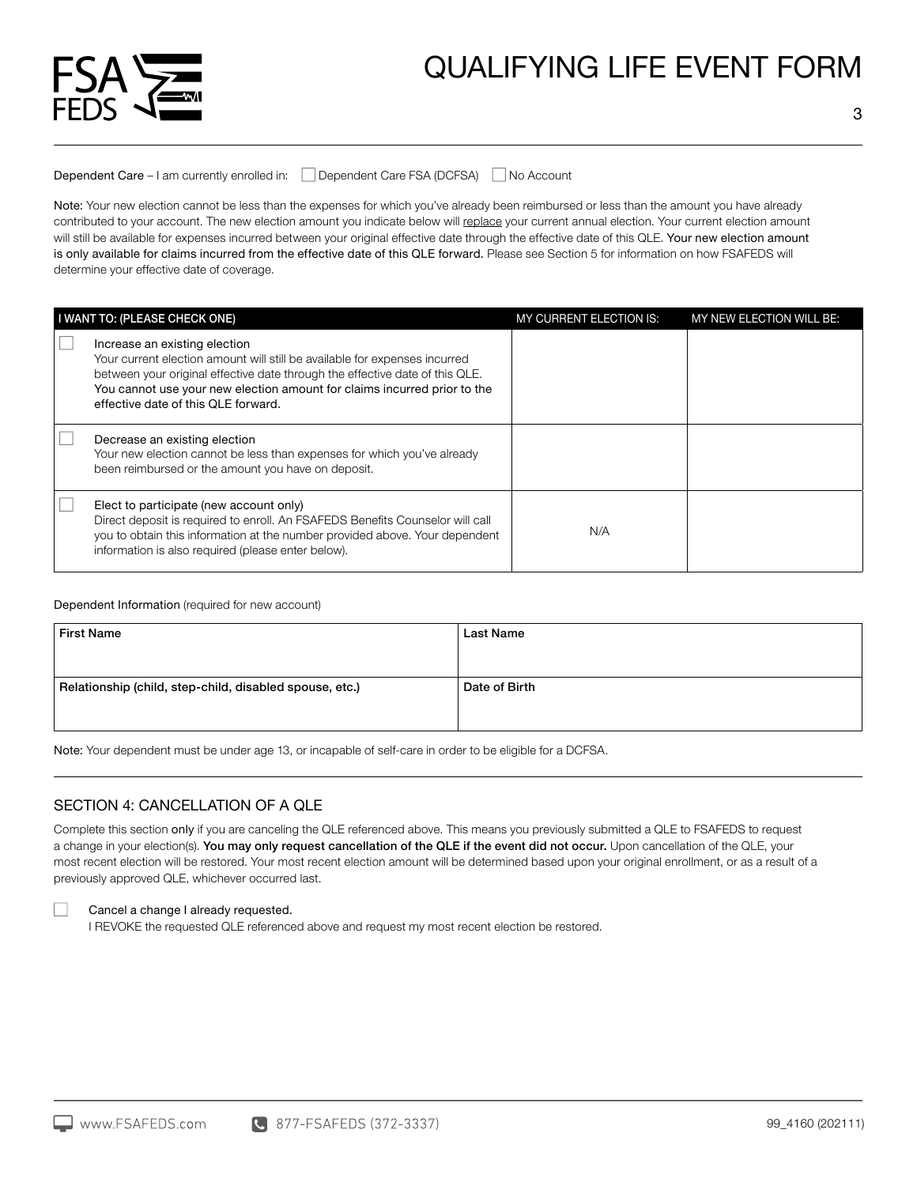**Dependent Care** – I am currently enrolled in: ☐ Dependent Care FSA (DCFSA) ☐ No Account

**Note:** Your new election cannot be less than the expenses for which you've already been reimbursed or less than the amount you have already contributed to your account. The new election amount you indicate below will replace your current annual election. Your current election amount will still be available for expenses incurred between your original effective date through the effective date of this QLE. **Your new election amount is only available for claims incurred from the effective date of this QLE forward.** Please see Section 5 for information on how FSAFEDS will determine your effective date of coverage.

| | I WANT TO: (PLEASE CHECK ONE) | MY CURRENT ELECTION IS: | MY NEW ELECTION WILL BE: |
|---|---|---|---|
| ☐ | Increase an existing election<br>Your current election amount will still be available for expenses incurred between your original effective date through the effective date of this QLE. You cannot use your new election amount for claims incurred prior to the effective date of this QLE forward. | | |
| ☐ | Decrease an existing election<br>Your new election cannot be less than expenses for which you've already been reimbursed or the amount you have on deposit. | | |
| ☐ | Elect to participate (new account only)<br>Direct deposit is required to enroll. An FSAFEDS Benefits Counselor will call you to obtain this information at the number provided above. Your dependent information is also required (please enter below). | N/A | |

**Dependent Information** (required for new account)

| First Name | Last Name |
|---|---|
| | |
| **Relationship (child, step-child, disabled spouse, etc.)** | **Date of Birth** |
| | |

**Note:** Your dependent must be under age 13, or incapable of self-care in order to be eligible for a DCFSA.

## SECTION 4: CANCELLATION OF A QLE

Complete this section **only** if you are canceling the QLE referenced above. This means you previously submitted a QLE to FSAFEDS to request a change in your election(s). **You may only request cancellation of the QLE if the event did not occur.** Upon cancellation of the QLE, your most recent election will be restored. Your most recent election amount will be determined based upon your original enrollment, or as a result of a previously approved QLE, whichever occurred last.

☐ Cancel a change I already requested.
I REVOKE the requested QLE referenced above and request my most recent election be restored.

www.FSAFEDS.com 877-FSAFEDS (372-3337) 99_4160 (202111)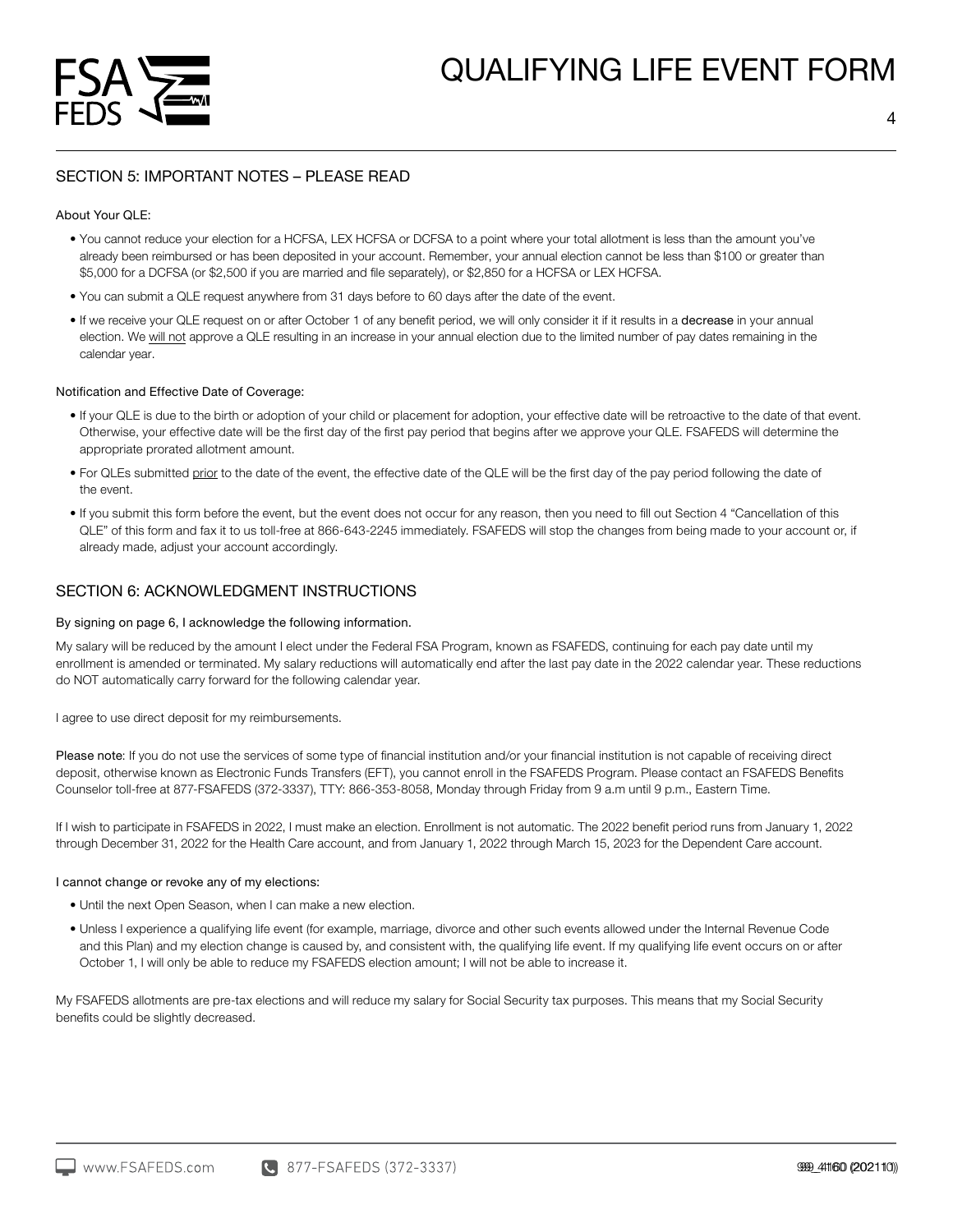## SECTION 5: IMPORTANT NOTES – PLEASE READ

About Your QLE:

- You cannot reduce your election for a HCFSA, LEX HCFSA or DCFSA to a point where your total allotment is less than the amount you've already been reimbursed or has been deposited in your account. Remember, your annual election cannot be less than $100 or greater than $5,000 for a DCFSA (or $2,500 if you are married and file separately), or $2,850 for a HCFSA or LEX HCFSA.
- You can submit a QLE request anywhere from 31 days before to 60 days after the date of the event.
- If we receive your QLE request on or after October 1 of any benefit period, we will only consider it if it results in a **decrease** in your annual election. We will not approve a QLE resulting in an increase in your annual election due to the limited number of pay dates remaining in the calendar year.

Notification and Effective Date of Coverage:

- If your QLE is due to the birth or adoption of your child or placement for adoption, your effective date will be retroactive to the date of that event. Otherwise, your effective date will be the first day of the first pay period that begins after we approve your QLE. FSAFEDS will determine the appropriate prorated allotment amount.
- For QLEs submitted prior to the date of the event, the effective date of the QLE will be the first day of the pay period following the date of the event.
- If you submit this form before the event, but the event does not occur for any reason, then you need to fill out Section 4 "Cancellation of this QLE" of this form and fax it to us toll-free at 866-643-2245 immediately. FSAFEDS will stop the changes from being made to your account or, if already made, adjust your account accordingly.

## SECTION 6: ACKNOWLEDGMENT INSTRUCTIONS

By signing on page 6, I acknowledge the following information.

My salary will be reduced by the amount I elect under the Federal FSA Program, known as FSAFEDS, continuing for each pay date until my enrollment is amended or terminated. My salary reductions will automatically end after the last pay date in the 2022 calendar year. These reductions do NOT automatically carry forward for the following calendar year.

I agree to use direct deposit for my reimbursements.

**Please note**: If you do not use the services of some type of financial institution and/or your financial institution is not capable of receiving direct deposit, otherwise known as Electronic Funds Transfers (EFT), you cannot enroll in the FSAFEDS Program. Please contact an FSAFEDS Benefits Counselor toll-free at 877-FSAFEDS (372-3337), TTY: 866-353-8058, Monday through Friday from 9 a.m until 9 p.m., Eastern Time.

If I wish to participate in FSAFEDS in 2022, I must make an election. Enrollment is not automatic. The 2022 benefit period runs from January 1, 2022 through December 31, 2022 for the Health Care account, and from January 1, 2022 through March 15, 2023 for the Dependent Care account.

I cannot change or revoke any of my elections:

- Until the next Open Season, when I can make a new election.
- Unless I experience a qualifying life event (for example, marriage, divorce and other such events allowed under the Internal Revenue Code and this Plan) and my election change is caused by, and consistent with, the qualifying life event. If my qualifying life event occurs on or after October 1, I will only be able to reduce my FSAFEDS election amount; I will not be able to increase it.

My FSAFEDS allotments are pre-tax elections and will reduce my salary for Social Security tax purposes. This means that my Social Security benefits could be slightly decreased.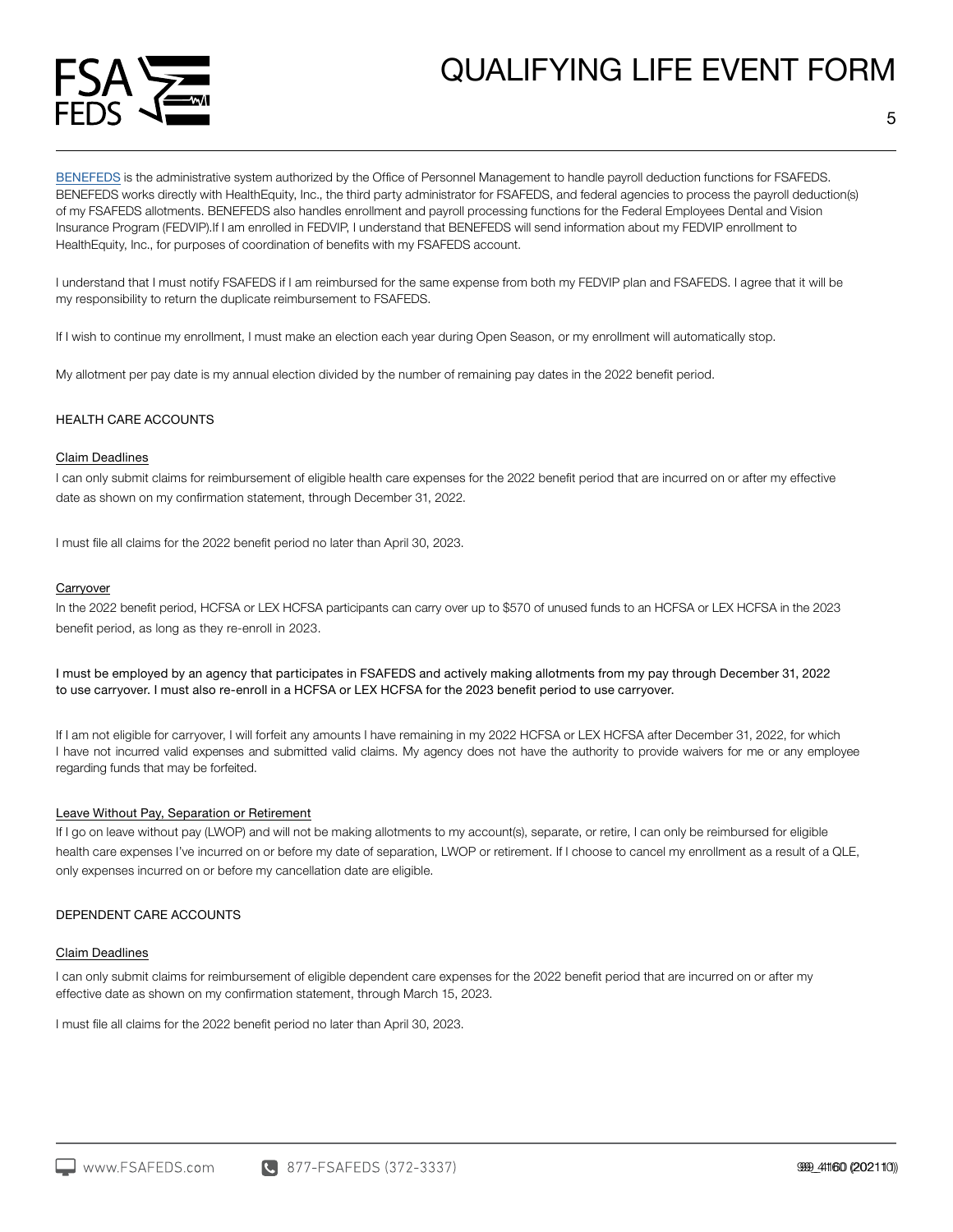BENEFEDS is the administrative system authorized by the Office of Personnel Management to handle payroll deduction functions for FSAFEDS. BENEFEDS works directly with HealthEquity, Inc., the third party administrator for FSAFEDS, and federal agencies to process the payroll deduction(s) of my FSAFEDS allotments. BENEFEDS also handles enrollment and payroll processing functions for the Federal Employees Dental and Vision Insurance Program (FEDVIP).If I am enrolled in FEDVIP, I understand that BENEFEDS will send information about my FEDVIP enrollment to HealthEquity, Inc., for purposes of coordination of benefits with my FSAFEDS account.

I understand that I must notify FSAFEDS if I am reimbursed for the same expense from both my FEDVIP plan and FSAFEDS. I agree that it will be my responsibility to return the duplicate reimbursement to FSAFEDS.

If I wish to continue my enrollment, I must make an election each year during Open Season, or my enrollment will automatically stop.

My allotment per pay date is my annual election divided by the number of remaining pay dates in the 2022 benefit period.

## HEALTH CARE ACCOUNTS

### Claim Deadlines

I can only submit claims for reimbursement of eligible health care expenses for the 2022 benefit period that are incurred on or after my effective date as shown on my confirmation statement, through December 31, 2022.

I must file all claims for the 2022 benefit period no later than April 30, 2023.

### Carryover

In the 2022 benefit period, HCFSA or LEX HCFSA participants can carry over up to $570 of unused funds to an HCFSA or LEX HCFSA in the 2023 benefit period, as long as they re-enroll in 2023.

I must be employed by an agency that participates in FSAFEDS and actively making allotments from my pay through December 31, 2022 to use carryover. I must also re-enroll in a HCFSA or LEX HCFSA for the 2023 benefit period to use carryover.

If I am not eligible for carryover, I will forfeit any amounts I have remaining in my 2022 HCFSA or LEX HCFSA after December 31, 2022, for which I have not incurred valid expenses and submitted valid claims. My agency does not have the authority to provide waivers for me or any employee regarding funds that may be forfeited.

### Leave Without Pay, Separation or Retirement

If I go on leave without pay (LWOP) and will not be making allotments to my account(s), separate, or retire, I can only be reimbursed for eligible health care expenses I've incurred on or before my date of separation, LWOP or retirement. If I choose to cancel my enrollment as a result of a QLE, only expenses incurred on or before my cancellation date are eligible.

## DEPENDENT CARE ACCOUNTS

### Claim Deadlines

I can only submit claims for reimbursement of eligible dependent care expenses for the 2022 benefit period that are incurred on or after my effective date as shown on my confirmation statement, through March 15, 2023.

I must file all claims for the 2022 benefit period no later than April 30, 2023.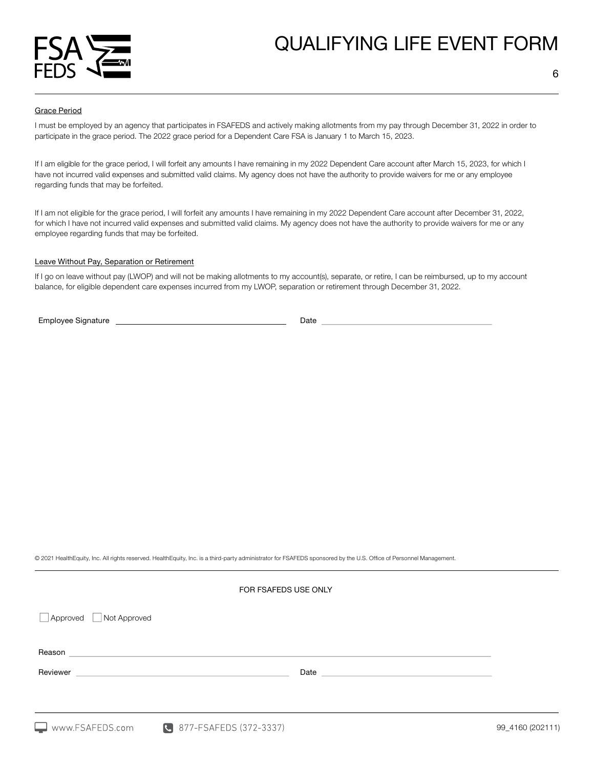# QUALIFYING LIFE EVENT FORM

Grace Period

I must be employed by an agency that participates in FSAFEDS and actively making allotments from my pay through December 31, 2022 in order to participate in the grace period. The 2022 grace period for a Dependent Care FSA is January 1 to March 15, 2023.

If I am eligible for the grace period, I will forfeit any amounts I have remaining in my 2022 Dependent Care account after March 15, 2023, for which I have not incurred valid expenses and submitted valid claims. My agency does not have the authority to provide waivers for me or any employee regarding funds that may be forfeited.

If I am not eligible for the grace period, I will forfeit any amounts I have remaining in my 2022 Dependent Care account after December 31, 2022, for which I have not incurred valid expenses and submitted valid claims. My agency does not have the authority to provide waivers for me or any employee regarding funds that may be forfeited.

Leave Without Pay, Separation or Retirement

If I go on leave without pay (LWOP) and will not be making allotments to my account(s), separate, or retire, I can be reimbursed, up to my account balance, for eligible dependent care expenses incurred from my LWOP, separation or retirement through December 31, 2022.

Employee Signature ______________________ Date ______________________

© 2021 HealthEquity, Inc. All rights reserved. HealthEquity, Inc. is a third-party administrator for FSAFEDS sponsored by the U.S. Office of Personnel Management.

FOR FSAFEDS USE ONLY

☐ Approved ☐ Not Approved

Reason ______________________

Reviewer ______________________ Date ______________________

www.FSAFEDS.com 877-FSAFEDS (372-3337) 99_4160 (202111)